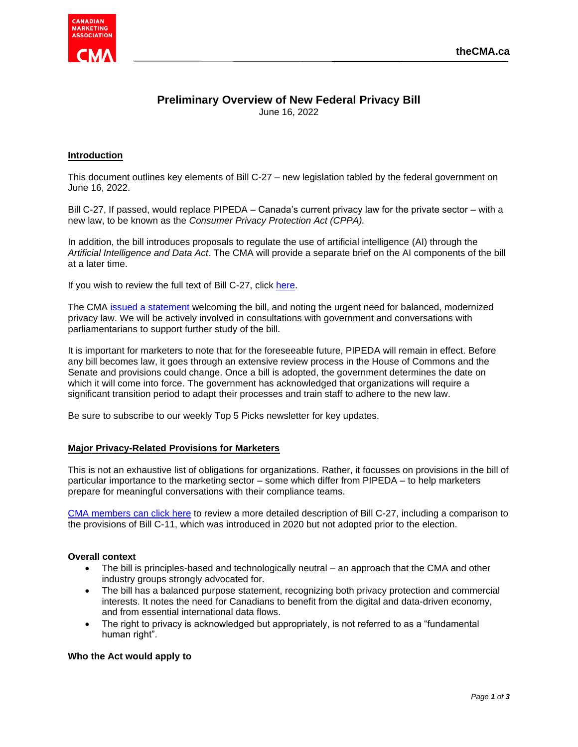# Preliminary Overview of New Federal Privacy Bill

June 16, 2022

## Introduction

This document outlines key elements of Bill C-27 – new legislation tabled by the federal government on June 16, 2022.

Bill C-27, If passed, would replace PIPEDA – Canada's current privacy law for the private sector – with a new law, to be known as the *Consumer Privacy Protection Act (CPPA).*

In addition, the bill introduces proposals to regulate the use of artificial intelligence (AI) through the *Artificial Intelligence and Data Act*. The CMA will provide a separate brief on the AI components of the bill at a later time.

If you wish to review the full text of Bill C-27, click here.

The CMA issued a statement welcoming the bill, and noting the urgent need for balanced, modernized privacy law. We will be actively involved in consultations with government and conversations with parliamentarians to support further study of the bill.

It is important for marketers to note that for the foreseeable future, PIPEDA will remain in effect. Before any bill becomes law, it goes through an extensive review process in the House of Commons and the Senate and provisions could change. Once a bill is adopted, the government determines the date on which it will come into force. The government has acknowledged that organizations will require a significant transition period to adapt their processes and train staff to adhere to the new law.

Be sure to subscribe to our weekly Top 5 Picks newsletter for key updates.

## Major Privacy-Related Provisions for Marketers

This is not an exhaustive list of obligations for organizations. Rather, it focusses on provisions in the bill of particular importance to the marketing sector – some which differ from PIPEDA – to help marketers prepare for meaningful conversations with their compliance teams.

CMA members can click here to review a more detailed description of Bill C-27, including a comparison to the provisions of Bill C-11, which was introduced in 2020 but not adopted prior to the election.

### Overall context

- The bill is principles-based and technologically neutral – an approach that the CMA and other industry groups strongly advocated for.
- The bill has a balanced purpose statement, recognizing both privacy protection and commercial interests. It notes the need for Canadians to benefit from the digital and data-driven economy, and from essential international data flows.
- The right to privacy is acknowledged but appropriately, is not referred to as a "fundamental human right".

### Who the Act would apply to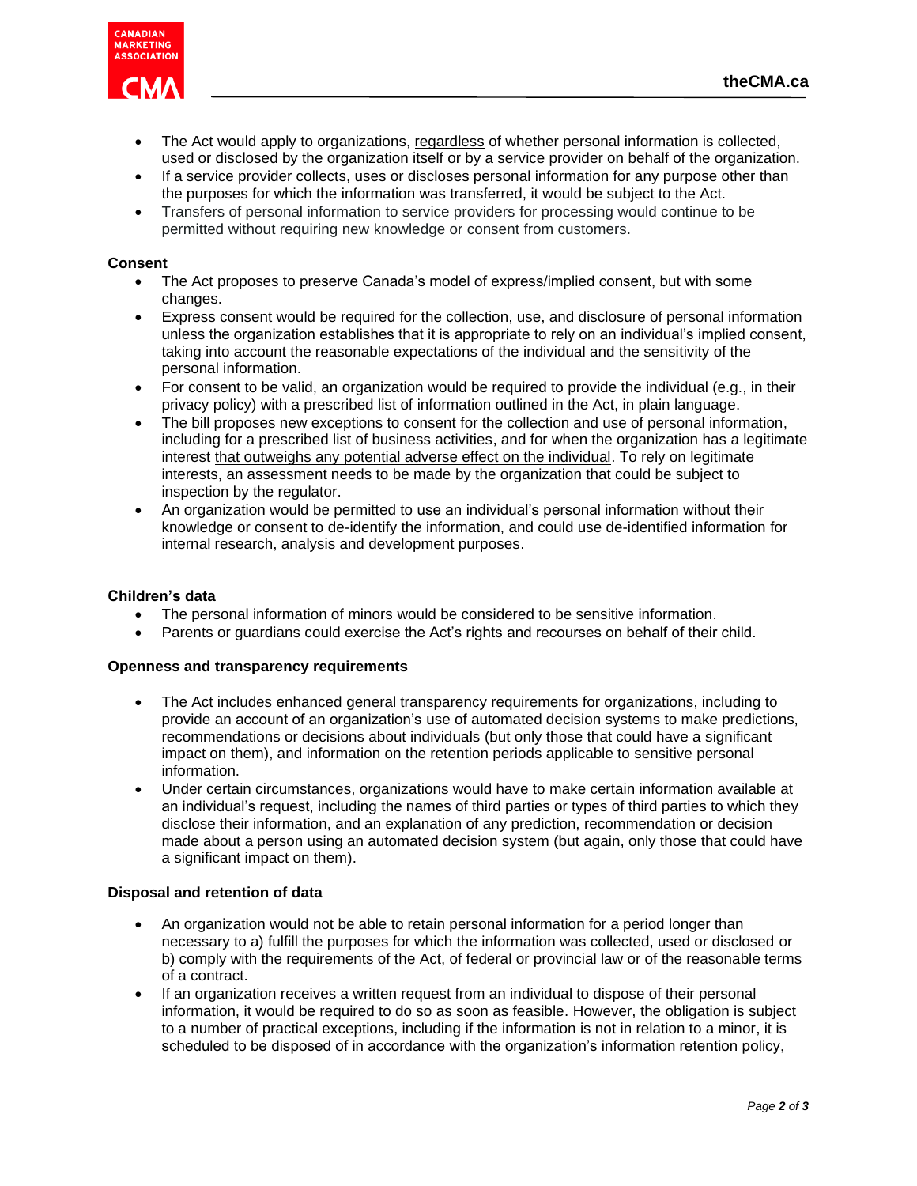- The Act would apply to organizations, regardless of whether personal information is collected, used or disclosed by the organization itself or by a service provider on behalf of the organization.
- If a service provider collects, uses or discloses personal information for any purpose other than the purposes for which the information was transferred, it would be subject to the Act.
- Transfers of personal information to service providers for processing would continue to be permitted without requiring new knowledge or consent from customers.

**Consent**

- The Act proposes to preserve Canada's model of express/implied consent, but with some changes.
- Express consent would be required for the collection, use, and disclosure of personal information unless the organization establishes that it is appropriate to rely on an individual's implied consent, taking into account the reasonable expectations of the individual and the sensitivity of the personal information.
- For consent to be valid, an organization would be required to provide the individual (e.g., in their privacy policy) with a prescribed list of information outlined in the Act, in plain language.
- The bill proposes new exceptions to consent for the collection and use of personal information, including for a prescribed list of business activities, and for when the organization has a legitimate interest that outweighs any potential adverse effect on the individual. To rely on legitimate interests, an assessment needs to be made by the organization that could be subject to inspection by the regulator.
- An organization would be permitted to use an individual's personal information without their knowledge or consent to de-identify the information, and could use de-identified information for internal research, analysis and development purposes.

**Children's data**

- The personal information of minors would be considered to be sensitive information.
- Parents or guardians could exercise the Act's rights and recourses on behalf of their child.

**Openness and transparency requirements**

- The Act includes enhanced general transparency requirements for organizations, including to provide an account of an organization's use of automated decision systems to make predictions, recommendations or decisions about individuals (but only those that could have a significant impact on them), and information on the retention periods applicable to sensitive personal information.
- Under certain circumstances, organizations would have to make certain information available at an individual's request, including the names of third parties or types of third parties to which they disclose their information, and an explanation of any prediction, recommendation or decision made about a person using an automated decision system (but again, only those that could have a significant impact on them).

**Disposal and retention of data**

- An organization would not be able to retain personal information for a period longer than necessary to a) fulfill the purposes for which the information was collected, used or disclosed or b) comply with the requirements of the Act, of federal or provincial law or of the reasonable terms of a contract.
- If an organization receives a written request from an individual to dispose of their personal information, it would be required to do so as soon as feasible. However, the obligation is subject to a number of practical exceptions, including if the information is not in relation to a minor, it is scheduled to be disposed of in accordance with the organization's information retention policy,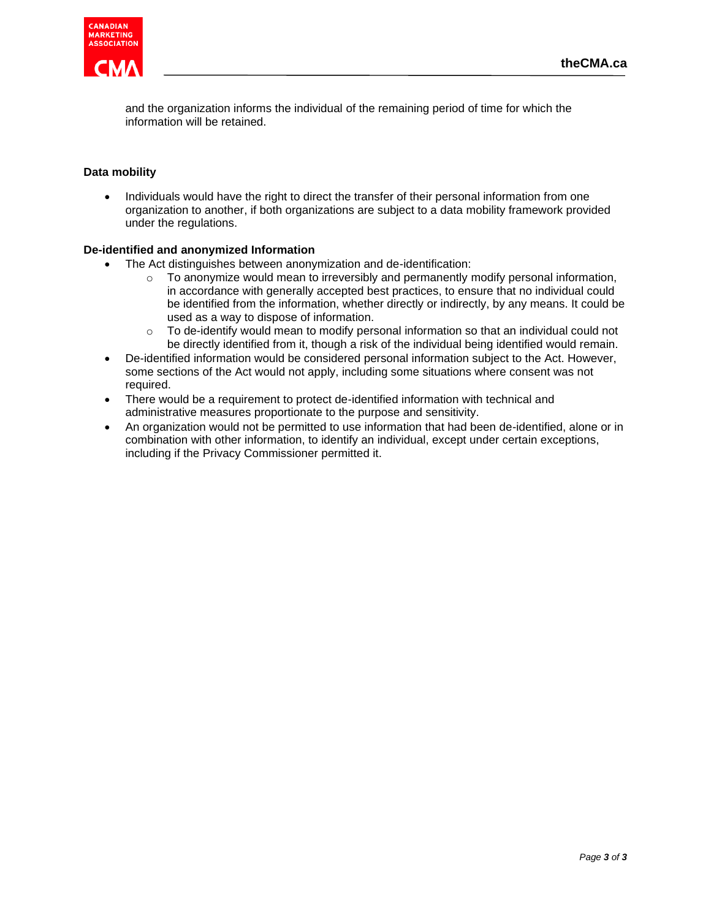and the organization informs the individual of the remaining period of time for which the information will be retained.

**Data mobility**

- Individuals would have the right to direct the transfer of their personal information from one organization to another, if both organizations are subject to a data mobility framework provided under the regulations.

**De-identified and anonymized Information**

- The Act distinguishes between anonymization and de-identification:
  - To anonymize would mean to irreversibly and permanently modify personal information, in accordance with generally accepted best practices, to ensure that no individual could be identified from the information, whether directly or indirectly, by any means. It could be used as a way to dispose of information.
  - To de-identify would mean to modify personal information so that an individual could not be directly identified from it, though a risk of the individual being identified would remain.
- De-identified information would be considered personal information subject to the Act. However, some sections of the Act would not apply, including some situations where consent was not required.
- There would be a requirement to protect de-identified information with technical and administrative measures proportionate to the purpose and sensitivity.
- An organization would not be permitted to use information that had been de-identified, alone or in combination with other information, to identify an individual, except under certain exceptions, including if the Privacy Commissioner permitted it.